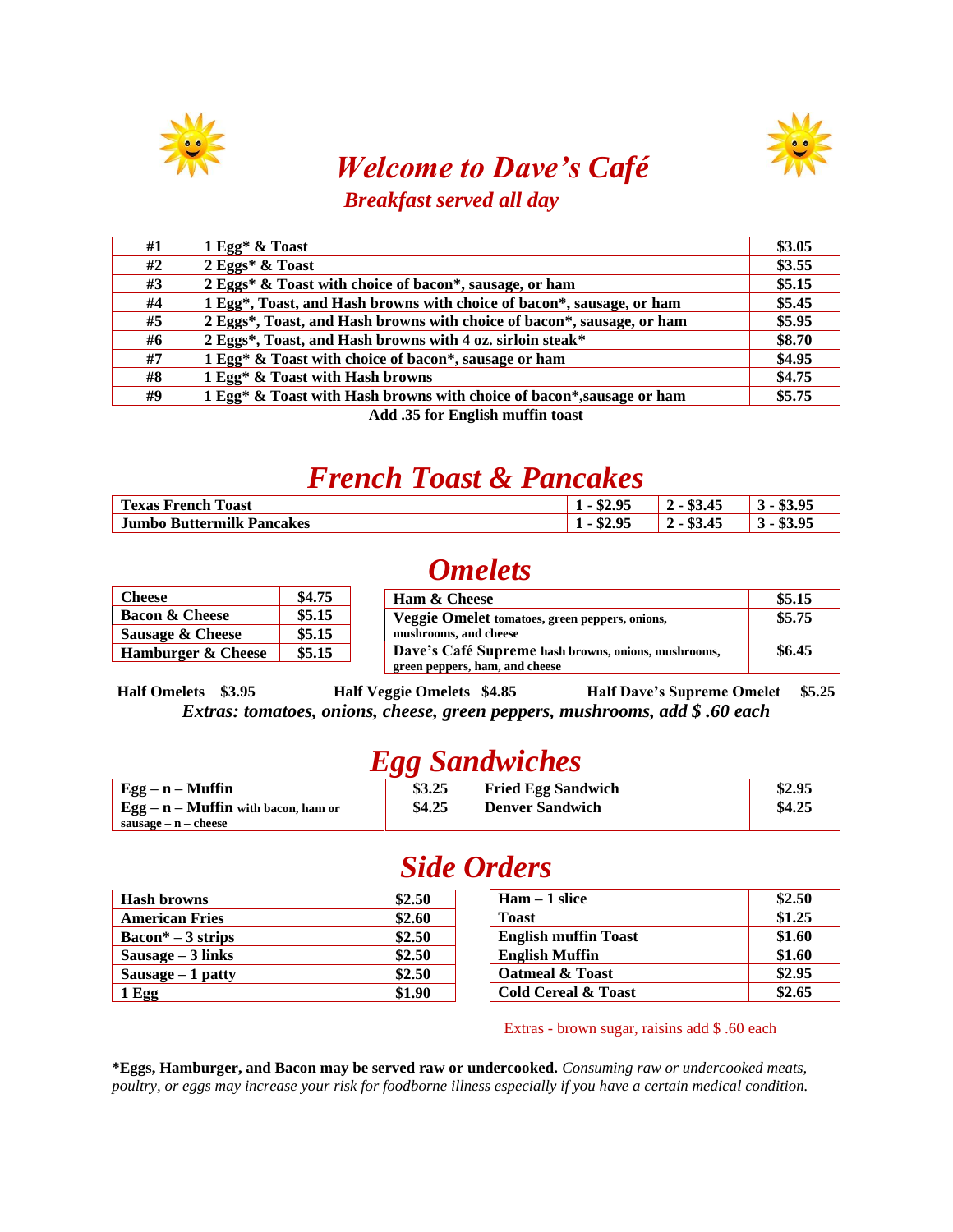# *Welcome to Dave's Café*

### *Breakfast served all day*

| | | |
|---|---|---|
| **#1** | **1 Egg* & Toast** | **$3.05** |
| **#2** | **2 Eggs* & Toast** | **$3.55** |
| **#3** | **2 Eggs* & Toast with choice of bacon*, sausage, or ham** | **$5.15** |
| **#4** | **1 Egg*, Toast, and Hash browns with choice of bacon*, sausage, or ham** | **$5.45** |
| **#5** | **2 Eggs*, Toast, and Hash browns with choice of bacon*, sausage, or ham** | **$5.95** |
| **#6** | **2 Eggs*, Toast, and Hash browns with 4 oz. sirloin steak*** | **$8.70** |
| **#7** | **1 Egg* & Toast with choice of bacon*, sausage or ham** | **$4.95** |
| **#8** | **1 Egg* & Toast with Hash browns** | **$4.75** |
| **#9** | **1 Egg* & Toast with Hash browns with choice of bacon*,sausage or ham** | **$5.75** |

**Add .35 for English muffin toast**

## *French Toast & Pancakes*

| | | | |
|---|---|---|---|
| **Texas French Toast** | **1 - $2.95** | **2 - $3.45** | **3 - $3.95** |
| **Jumbo Buttermilk Pancakes** | **1 - $2.95** | **2 - $3.45** | **3 - $3.95** |

## *Omelets*

| | |
|---|---|
| **Cheese** | **$4.75** |
| **Bacon & Cheese** | **$5.15** |
| **Sausage & Cheese** | **$5.15** |
| **Hamburger & Cheese** | **$5.15** |

| | |
|---|---|
| **Ham & Cheese** | **$5.15** |
| **Veggie Omelet** tomatoes, green peppers, onions, mushrooms, and cheese | **$5.75** |
| **Dave's Café Supreme** hash browns, onions, mushrooms, green peppers, ham, and cheese | **$6.45** |

**Half Omelets $3.95** **Half Veggie Omelets $4.85** **Half Dave's Supreme Omelet $5.25**

***Extras: tomatoes, onions, cheese, green peppers, mushrooms, add $ .60 each***

## *Egg Sandwiches*

| | | | |
|---|---|---|---|
| **Egg – n – Muffin** | **$3.25** | **Fried Egg Sandwich** | **$2.95** |
| **Egg – n – Muffin** with bacon, ham or sausage – n – cheese | **$4.25** | **Denver Sandwich** | **$4.25** |

## *Side Orders*

| | |
|---|---|
| **Hash browns** | **$2.50** |
| **American Fries** | **$2.60** |
| **Bacon* – 3 strips** | **$2.50** |
| **Sausage – 3 links** | **$2.50** |
| **Sausage – 1 patty** | **$2.50** |
| **1 Egg** | **$1.90** |

| | |
|---|---|
| **Ham – 1 slice** | **$2.50** |
| **Toast** | **$1.25** |
| **English muffin Toast** | **$1.60** |
| **English Muffin** | **$1.60** |
| **Oatmeal & Toast** | **$2.95** |
| **Cold Cereal & Toast** | **$2.65** |

Extras - brown sugar, raisins add $ .60 each

***Eggs, Hamburger, and Bacon may be served raw or undercooked.** *Consuming raw or undercooked meats, poultry, or eggs may increase your risk for foodborne illness especially if you have a certain medical condition.*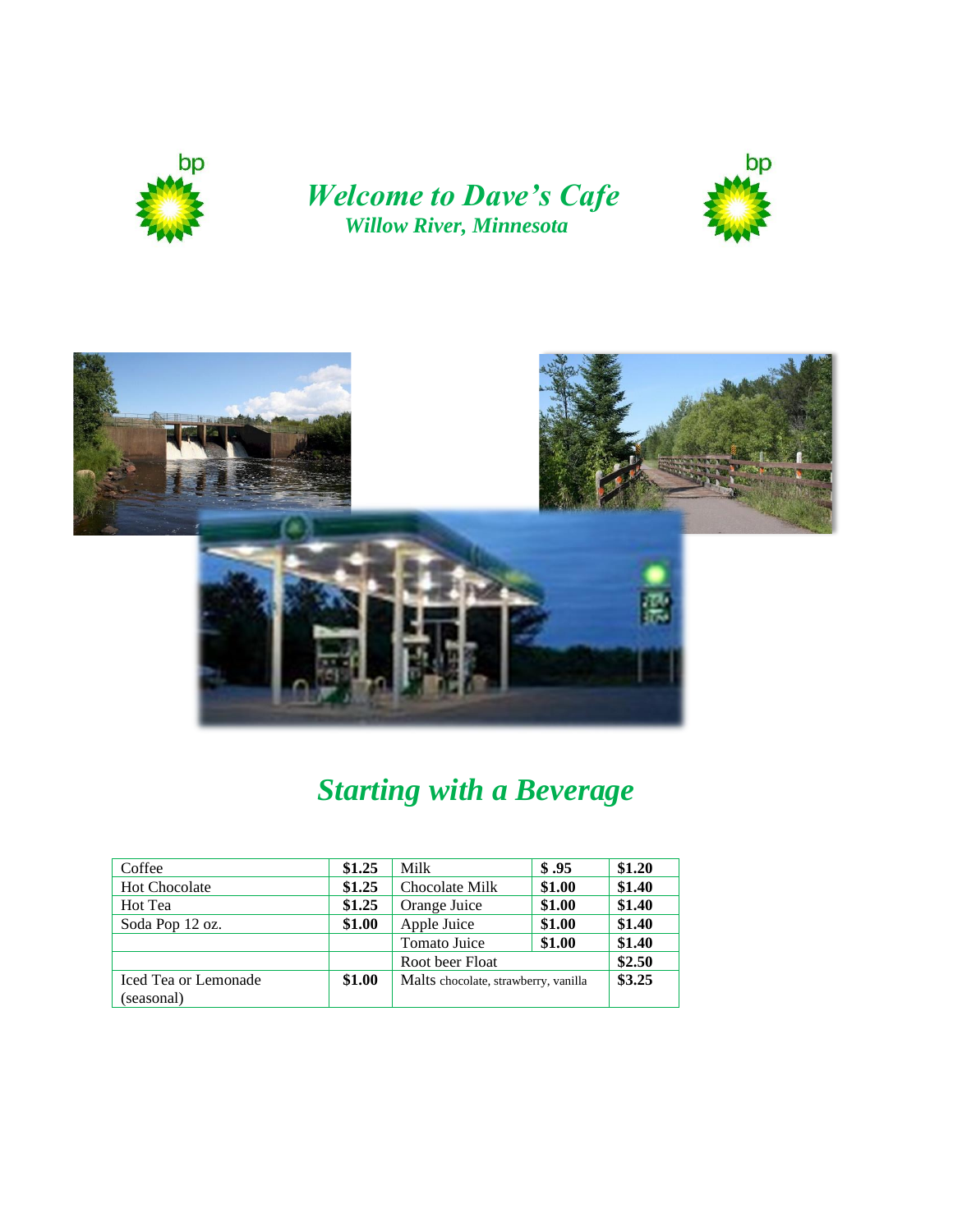# *Welcome to Dave's Cafe*

## *Willow River, Minnesota*

## *Starting with a Beverage*

| | | | | |
|---|---|---|---|---|
| Coffee | **$1.25** | Milk | **$ .95** | **$1.20** |
| Hot Chocolate | **$1.25** | Chocolate Milk | **$1.00** | **$1.40** |
| Hot Tea | **$1.25** | Orange Juice | **$1.00** | **$1.40** |
| Soda Pop 12 oz. | **$1.00** | Apple Juice | **$1.00** | **$1.40** |
| | | Tomato Juice | **$1.00** | **$1.40** |
| | | Root beer Float | | **$2.50** |
| Iced Tea or Lemonade (seasonal) | **$1.00** | Malts chocolate, strawberry, vanilla | | **$3.25** |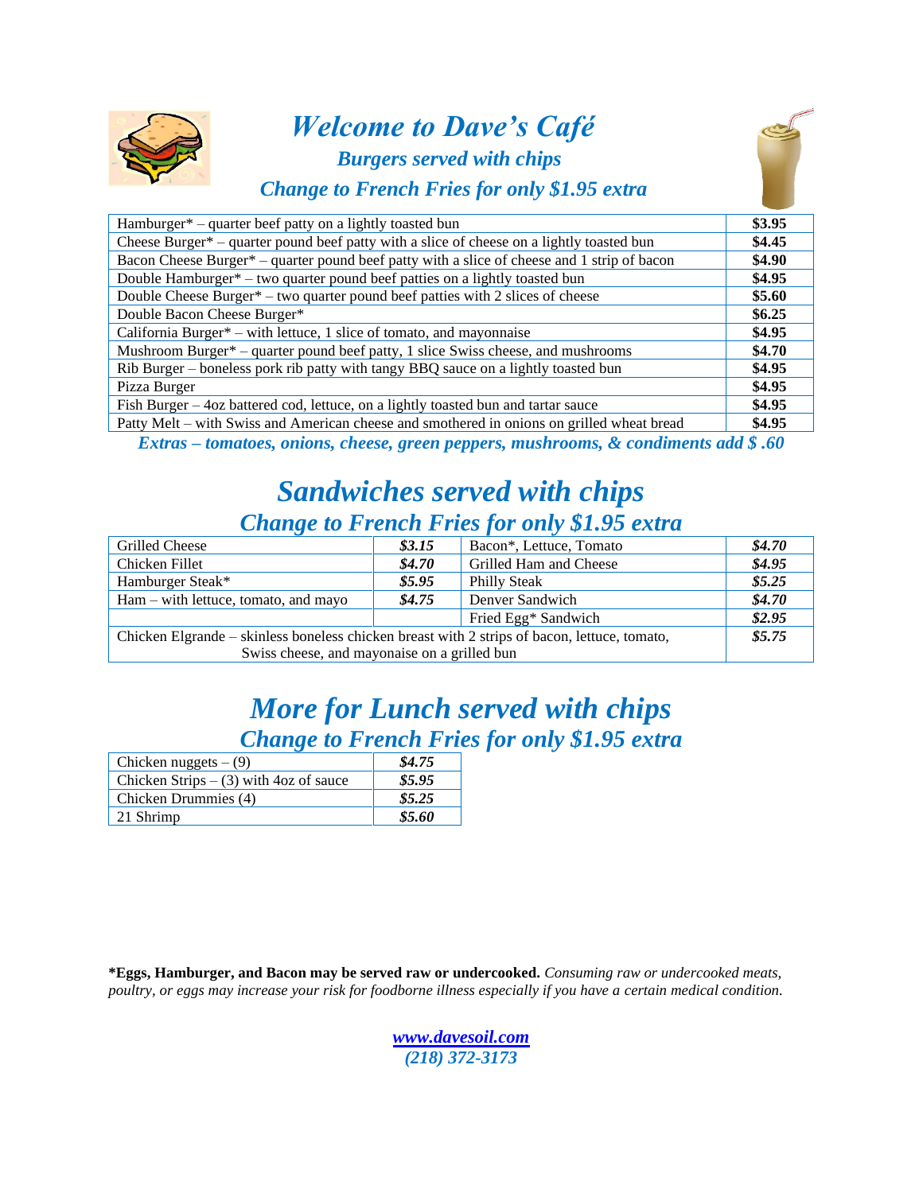# Welcome to Dave's Café

### Burgers served with chips

### Change to French Fries for only $1.95 extra

| Item | Price |
|---|---|
| Hamburger* – quarter beef patty on a lightly toasted bun | $3.95 |
| Cheese Burger* – quarter pound beef patty with a slice of cheese on a lightly toasted bun | $4.45 |
| Bacon Cheese Burger* – quarter pound beef patty with a slice of cheese and 1 strip of bacon | $4.90 |
| Double Hamburger* – two quarter pound beef patties on a lightly toasted bun | $4.95 |
| Double Cheese Burger* – two quarter pound beef patties with 2 slices of cheese | $5.60 |
| Double Bacon Cheese Burger* | $6.25 |
| California Burger* – with lettuce, 1 slice of tomato, and mayonnaise | $4.95 |
| Mushroom Burger* – quarter pound beef patty, 1 slice Swiss cheese, and mushrooms | $4.70 |
| Rib Burger – boneless pork rib patty with tangy BBQ sauce on a lightly toasted bun | $4.95 |
| Pizza Burger | $4.95 |
| Fish Burger – 4oz battered cod, lettuce, on a lightly toasted bun and tartar sauce | $4.95 |
| Patty Melt – with Swiss and American cheese and smothered in onions on grilled wheat bread | $4.95 |

***Extras – tomatoes, onions, cheese, green peppers, mushrooms, & condiments add $ .60***

## Sandwiches served with chips

### Change to French Fries for only $1.95 extra

| Item | Price | Item | Price |
|---|---|---|---|
| Grilled Cheese | *$3.15* | Bacon*, Lettuce, Tomato | *$4.70* |
| Chicken Fillet | *$4.70* | Grilled Ham and Cheese | *$4.95* |
| Hamburger Steak* | *$5.95* | Philly Steak | *$5.25* |
| Ham – with lettuce, tomato, and mayo | *$4.75* | Denver Sandwich | *$4.70* |
| | | Fried Egg* Sandwich | *$2.95* |
| Chicken Elgrande – skinless boneless chicken breast with 2 strips of bacon, lettuce, tomato, Swiss cheese, and mayonaise on a grilled bun | | | *$5.75* |

## More for Lunch served with chips

### Change to French Fries for only $1.95 extra

| Item | Price |
|---|---|
| Chicken nuggets – (9) | *$4.75* |
| Chicken Strips – (3) with 4oz of sauce | *$5.95* |
| Chicken Drummies (4) | *$5.25* |
| 21 Shrimp | *$5.60* |

**\*Eggs, Hamburger, and Bacon may be served raw or undercooked.** *Consuming raw or undercooked meats, poultry, or eggs may increase your risk for foodborne illness especially if you have a certain medical condition.*

***www.davesoil.com***
***(218) 372-3173***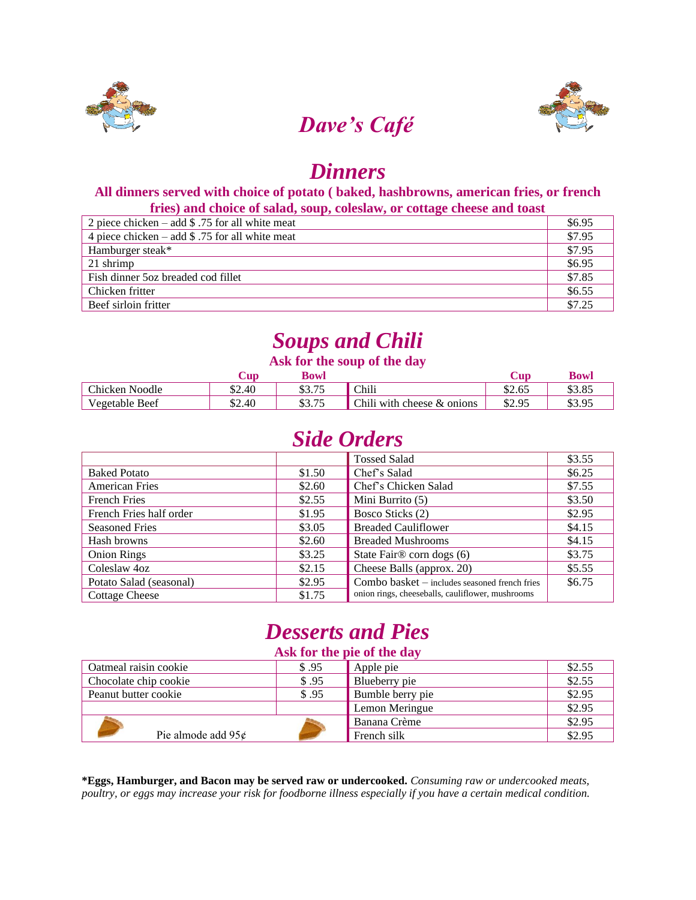# *Dave's Café*

## *Dinners*

**All dinners served with choice of potato ( baked, hashbrowns, american fries, or french fries) and choice of salad, soup, coleslaw, or cottage cheese and toast**

| | |
|---|---|
| 2 piece chicken – add $ .75 for all white meat | $6.95 |
| 4 piece chicken – add $ .75 for all white meat | $7.95 |
| Hamburger steak* | $7.95 |
| 21 shrimp | $6.95 |
| Fish dinner 5oz breaded cod fillet | $7.85 |
| Chicken fritter | $6.55 |
| Beef sirloin fritter | $7.25 |

## *Soups and Chili*

**Ask for the soup of the day**

| | Cup | Bowl | | Cup | Bowl |
|---|---|---|---|---|---|
| Chicken Noodle | $2.40 | $3.75 | Chili | $2.65 | $3.85 |
| Vegetable Beef | $2.40 | $3.75 | Chili with cheese & onions | $2.95 | $3.95 |

## *Side Orders*

| | | | |
|---|---|---|---|
| | | Tossed Salad | $3.55 |
| Baked Potato | $1.50 | Chef's Salad | $6.25 |
| American Fries | $2.60 | Chef's Chicken Salad | $7.55 |
| French Fries | $2.55 | Mini Burrito (5) | $3.50 |
| French Fries half order | $1.95 | Bosco Sticks (2) | $2.95 |
| Seasoned Fries | $3.05 | Breaded Cauliflower | $4.15 |
| Hash browns | $2.60 | Breaded Mushrooms | $4.15 |
| Onion Rings | $3.25 | State Fair® corn dogs (6) | $3.75 |
| Coleslaw 4oz | $2.15 | Cheese Balls (approx. 20) | $5.55 |
| Potato Salad (seasonal) | $2.95 | Combo basket – includes seasoned french fries onion rings, cheeseballs, cauliflower, mushrooms | $6.75 |
| Cottage Cheese | $1.75 | | |

## *Desserts and Pies*

**Ask for the pie of the day**

| | | | |
|---|---|---|---|
| Oatmeal raisin cookie | $ .95 | Apple pie | $2.55 |
| Chocolate chip cookie | $ .95 | Blueberry pie | $2.55 |
| Peanut butter cookie | $ .95 | Bumble berry pie | $2.95 |
| | | Lemon Meringue | $2.95 |
| Pie almode add 95¢ | | Banana Crème | $2.95 |
| | | French silk | $2.95 |

**\*Eggs, Hamburger, and Bacon may be served raw or undercooked.** *Consuming raw or undercooked meats, poultry, or eggs may increase your risk for foodborne illness especially if you have a certain medical condition.*